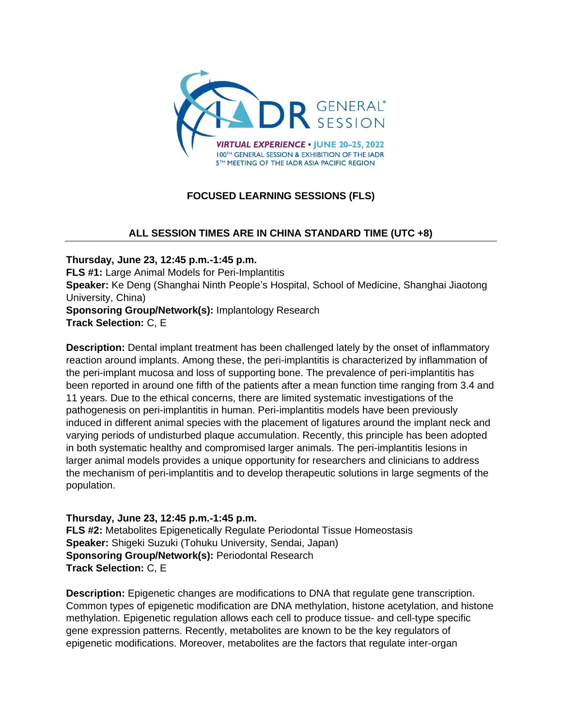IADR GENERAL® SESSION

VIRTUAL EXPERIENCE • JUNE 20–25, 2022
100TH GENERAL SESSION & EXHIBITION OF THE IADR
5TH MEETING OF THE IADR ASIA PACIFIC REGION

# FOCUSED LEARNING SESSIONS (FLS)

## ALL SESSION TIMES ARE IN CHINA STANDARD TIME (UTC +8)

**Thursday, June 23, 12:45 p.m.-1:45 p.m.**
**FLS #1:** Large Animal Models for Peri-Implantitis
**Speaker:** Ke Deng (Shanghai Ninth People's Hospital, School of Medicine, Shanghai Jiaotong University, China)
**Sponsoring Group/Network(s):** Implantology Research
**Track Selection:** C, E

**Description:** Dental implant treatment has been challenged lately by the onset of inflammatory reaction around implants. Among these, the peri-implantitis is characterized by inflammation of the peri-implant mucosa and loss of supporting bone. The prevalence of peri-implantitis has been reported in around one fifth of the patients after a mean function time ranging from 3.4 and 11 years. Due to the ethical concerns, there are limited systematic investigations of the pathogenesis on peri-implantitis in human. Peri-implantitis models have been previously induced in different animal species with the placement of ligatures around the implant neck and varying periods of undisturbed plaque accumulation. Recently, this principle has been adopted in both systematic healthy and compromised larger animals. The peri-implantitis lesions in larger animal models provides a unique opportunity for researchers and clinicians to address the mechanism of peri-implantitis and to develop therapeutic solutions in large segments of the population.

**Thursday, June 23, 12:45 p.m.-1:45 p.m.**
**FLS #2:** Metabolites Epigenetically Regulate Periodontal Tissue Homeostasis
**Speaker:** Shigeki Suzuki (Tohoku University, Sendai, Japan)
**Sponsoring Group/Network(s):** Periodontal Research
**Track Selection:** C, E

**Description:** Epigenetic changes are modifications to DNA that regulate gene transcription. Common types of epigenetic modification are DNA methylation, histone acetylation, and histone methylation. Epigenetic regulation allows each cell to produce tissue- and cell-type specific gene expression patterns. Recently, metabolites are known to be the key regulators of epigenetic modifications. Moreover, metabolites are the factors that regulate inter-organ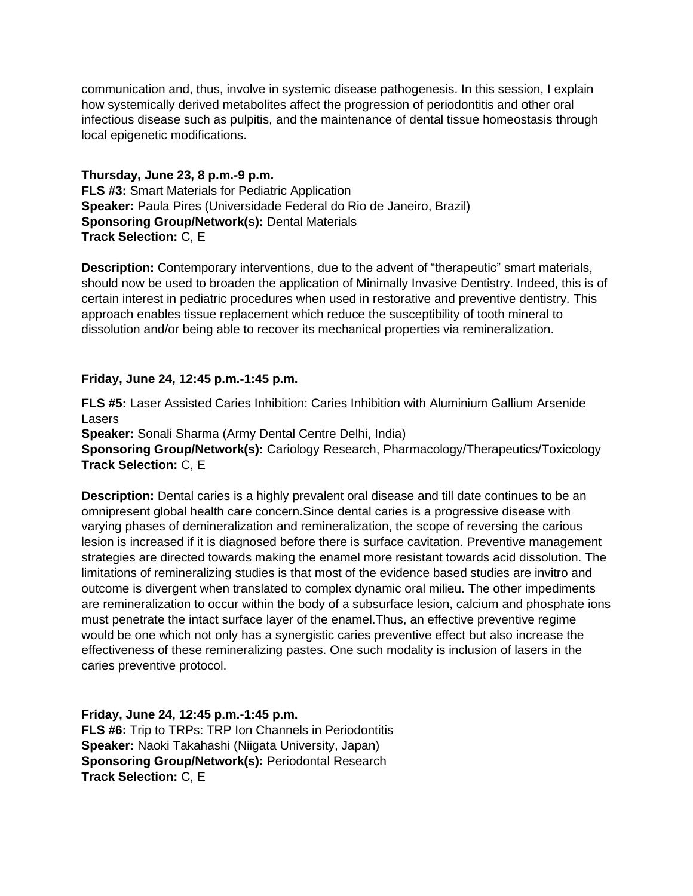communication and, thus, involve in systemic disease pathogenesis. In this session, I explain how systemically derived metabolites affect the progression of periodontitis and other oral infectious disease such as pulpitis, and the maintenance of dental tissue homeostasis through local epigenetic modifications.

**Thursday, June 23, 8 p.m.-9 p.m.**
**FLS #3:** Smart Materials for Pediatric Application
**Speaker:** Paula Pires (Universidade Federal do Rio de Janeiro, Brazil)
**Sponsoring Group/Network(s):** Dental Materials
**Track Selection:** C, E

**Description:** Contemporary interventions, due to the advent of “therapeutic” smart materials, should now be used to broaden the application of Minimally Invasive Dentistry. Indeed, this is of certain interest in pediatric procedures when used in restorative and preventive dentistry. This approach enables tissue replacement which reduce the susceptibility of tooth mineral to dissolution and/or being able to recover its mechanical properties via remineralization.

**Friday, June 24, 12:45 p.m.-1:45 p.m.**

**FLS #5:** Laser Assisted Caries Inhibition: Caries Inhibition with Aluminium Gallium Arsenide Lasers
**Speaker:** Sonali Sharma (Army Dental Centre Delhi, India)
**Sponsoring Group/Network(s):** Cariology Research, Pharmacology/Therapeutics/Toxicology
**Track Selection:** C, E

**Description:** Dental caries is a highly prevalent oral disease and till date continues to be an omnipresent global health care concern.Since dental caries is a progressive disease with varying phases of demineralization and remineralization, the scope of reversing the carious lesion is increased if it is diagnosed before there is surface cavitation. Preventive management strategies are directed towards making the enamel more resistant towards acid dissolution. The limitations of remineralizing studies is that most of the evidence based studies are invitro and outcome is divergent when translated to complex dynamic oral milieu. The other impediments are remineralization to occur within the body of a subsurface lesion, calcium and phosphate ions must penetrate the intact surface layer of the enamel.Thus, an effective preventive regime would be one which not only has a synergistic caries preventive effect but also increase the effectiveness of these remineralizing pastes. One such modality is inclusion of lasers in the caries preventive protocol.

**Friday, June 24, 12:45 p.m.-1:45 p.m.**
**FLS #6:** Trip to TRPs: TRP Ion Channels in Periodontitis
**Speaker:** Naoki Takahashi (Niigata University, Japan)
**Sponsoring Group/Network(s):** Periodontal Research
**Track Selection:** C, E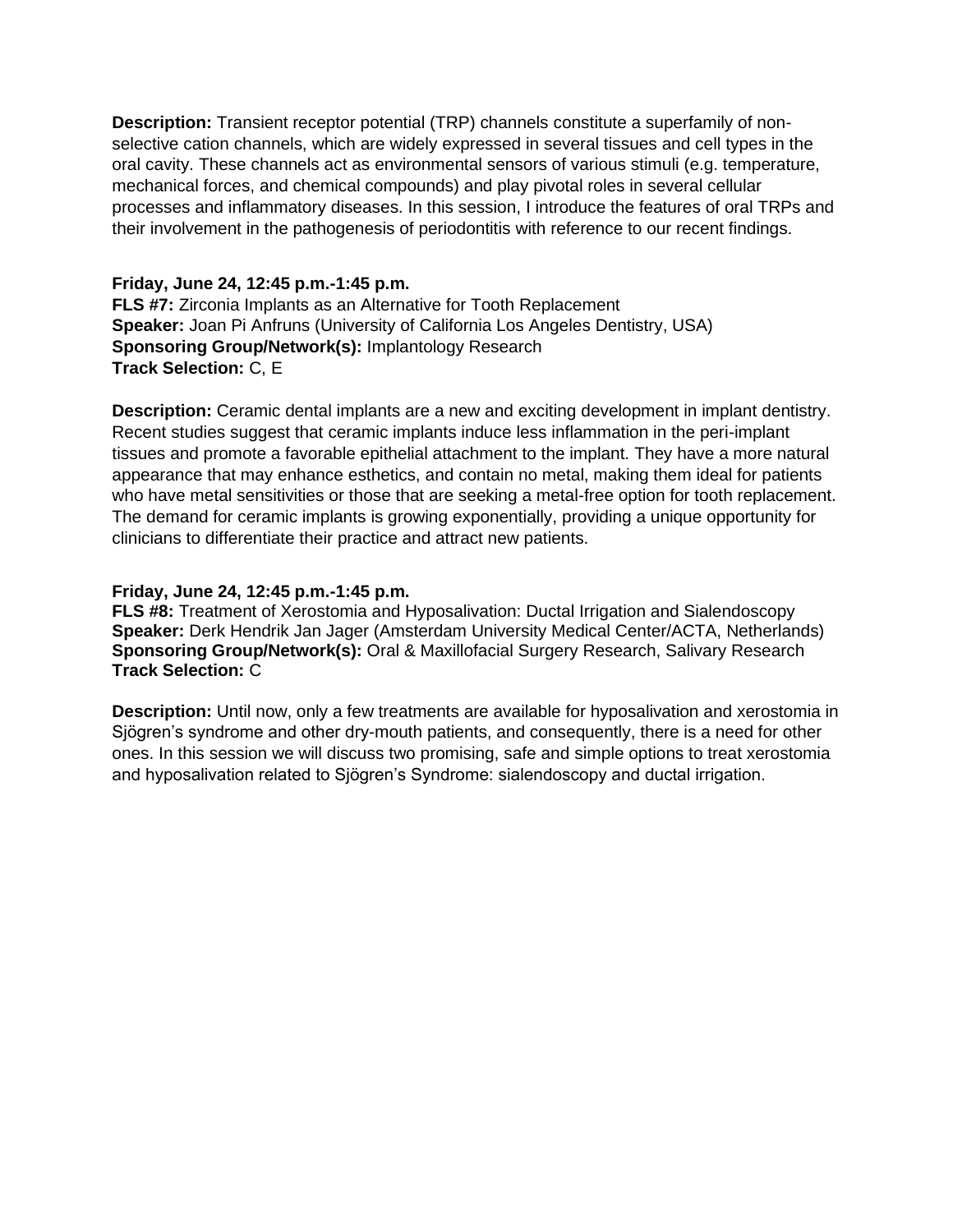**Description:** Transient receptor potential (TRP) channels constitute a superfamily of non-selective cation channels, which are widely expressed in several tissues and cell types in the oral cavity. These channels act as environmental sensors of various stimuli (e.g. temperature, mechanical forces, and chemical compounds) and play pivotal roles in several cellular processes and inflammatory diseases. In this session, I introduce the features of oral TRPs and their involvement in the pathogenesis of periodontitis with reference to our recent findings.

**Friday, June 24, 12:45 p.m.-1:45 p.m.**
**FLS #7:** Zirconia Implants as an Alternative for Tooth Replacement
**Speaker:** Joan Pi Anfruns (University of California Los Angeles Dentistry, USA)
**Sponsoring Group/Network(s):** Implantology Research
**Track Selection:** C, E

**Description:** Ceramic dental implants are a new and exciting development in implant dentistry. Recent studies suggest that ceramic implants induce less inflammation in the peri-implant tissues and promote a favorable epithelial attachment to the implant. They have a more natural appearance that may enhance esthetics, and contain no metal, making them ideal for patients who have metal sensitivities or those that are seeking a metal-free option for tooth replacement. The demand for ceramic implants is growing exponentially, providing a unique opportunity for clinicians to differentiate their practice and attract new patients.

**Friday, June 24, 12:45 p.m.-1:45 p.m.**
**FLS #8:** Treatment of Xerostomia and Hyposalivation: Ductal Irrigation and Sialendoscopy
**Speaker:** Derk Hendrik Jan Jager (Amsterdam University Medical Center/ACTA, Netherlands)
**Sponsoring Group/Network(s):** Oral & Maxillofacial Surgery Research, Salivary Research
**Track Selection:** C

**Description:** Until now, only a few treatments are available for hyposalivation and xerostomia in Sjögren's syndrome and other dry-mouth patients, and consequently, there is a need for other ones. In this session we will discuss two promising, safe and simple options to treat xerostomia and hyposalivation related to Sjögren's Syndrome: sialendoscopy and ductal irrigation.